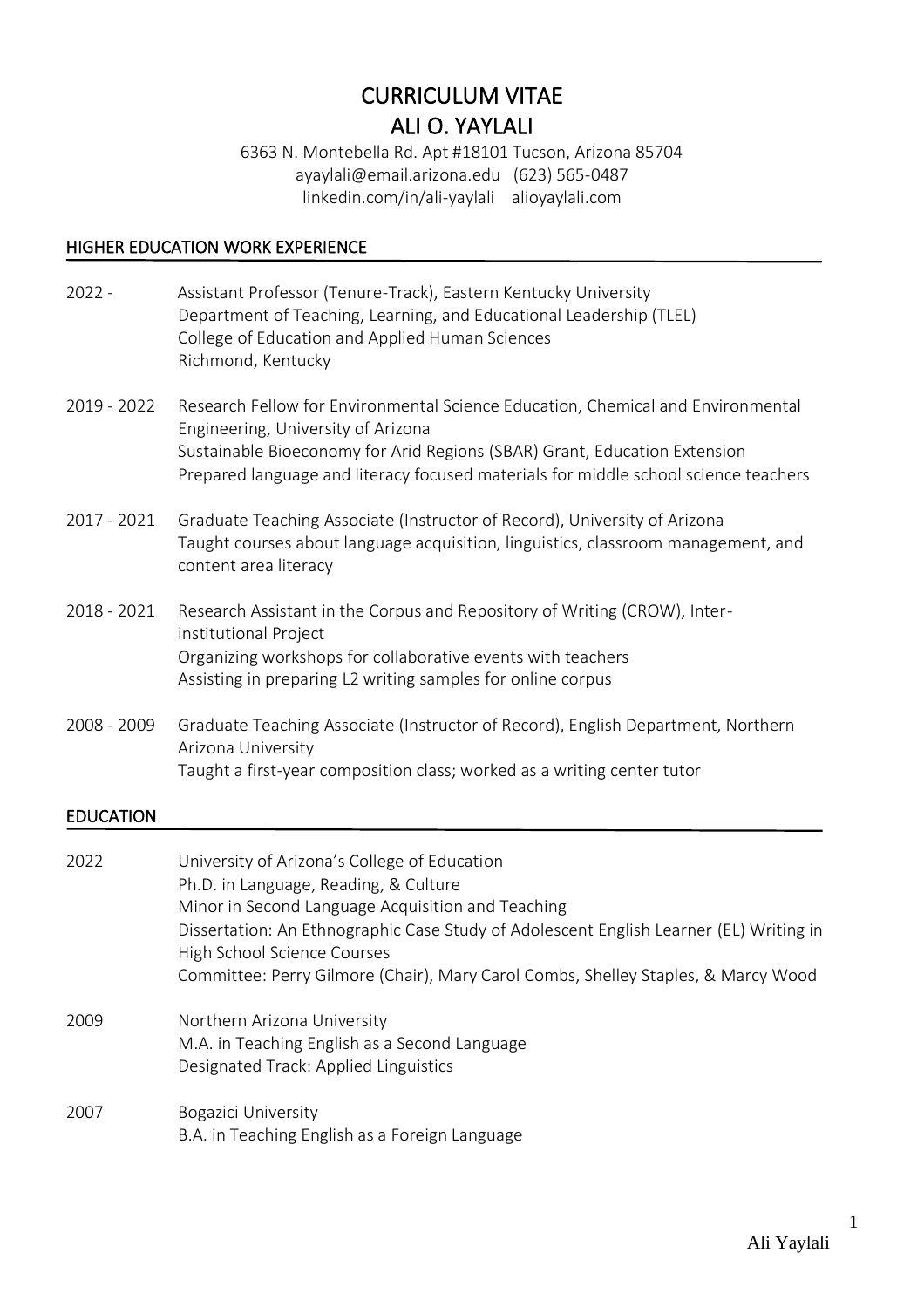# CURRICULUM VITAE
# ALI O. YAYLALI

6363 N. Montebella Rd. Apt #18101 Tucson, Arizona 85704
ayaylali@email.arizona.edu (623) 565-0487
linkedin.com/in/ali-yaylali alioyaylali.com

## HIGHER EDUCATION WORK EXPERIENCE

**2022 -** Assistant Professor (Tenure-Track), Eastern Kentucky University
Department of Teaching, Learning, and Educational Leadership (TLEL)
College of Education and Applied Human Sciences
Richmond, Kentucky

**2019 - 2022** Research Fellow for Environmental Science Education, Chemical and Environmental Engineering, University of Arizona
Sustainable Bioeconomy for Arid Regions (SBAR) Grant, Education Extension
Prepared language and literacy focused materials for middle school science teachers

**2017 - 2021** Graduate Teaching Associate (Instructor of Record), University of Arizona
Taught courses about language acquisition, linguistics, classroom management, and content area literacy

**2018 - 2021** Research Assistant in the Corpus and Repository of Writing (CROW), Inter-institutional Project
Organizing workshops for collaborative events with teachers
Assisting in preparing L2 writing samples for online corpus

**2008 - 2009** Graduate Teaching Associate (Instructor of Record), English Department, Northern Arizona University
Taught a first-year composition class; worked as a writing center tutor

## EDUCATION

**2022** University of Arizona's College of Education
Ph.D. in Language, Reading, & Culture
Minor in Second Language Acquisition and Teaching
Dissertation: An Ethnographic Case Study of Adolescent English Learner (EL) Writing in High School Science Courses
Committee: Perry Gilmore (Chair), Mary Carol Combs, Shelley Staples, & Marcy Wood

**2009** Northern Arizona University
M.A. in Teaching English as a Second Language
Designated Track: Applied Linguistics

**2007** Bogazici University
B.A. in Teaching English as a Foreign Language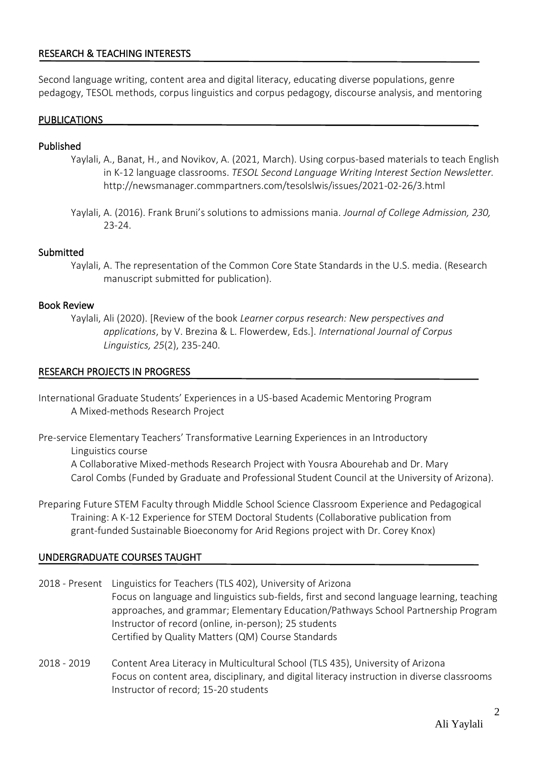## RESEARCH & TEACHING INTERESTS

Second language writing, content area and digital literacy, educating diverse populations, genre pedagogy, TESOL methods, corpus linguistics and corpus pedagogy, discourse analysis, and mentoring

## PUBLICATIONS

### Published

Yaylali, A., Banat, H., and Novikov, A. (2021, March). Using corpus-based materials to teach English in K-12 language classrooms. *TESOL Second Language Writing Interest Section Newsletter.* http://newsmanager.commpartners.com/tesolslwis/issues/2021-02-26/3.html

Yaylali, A. (2016). Frank Bruni's solutions to admissions mania. *Journal of College Admission, 230,* 23-24.

### Submitted

Yaylali, A. The representation of the Common Core State Standards in the U.S. media. (Research manuscript submitted for publication).

### Book Review

Yaylali, Ali (2020). [Review of the book *Learner corpus research: New perspectives and applications*, by V. Brezina & L. Flowerdew, Eds.]. *International Journal of Corpus Linguistics, 25*(2), 235-240.

## RESEARCH PROJECTS IN PROGRESS

International Graduate Students' Experiences in a US-based Academic Mentoring Program
A Mixed-methods Research Project

Pre-service Elementary Teachers' Transformative Learning Experiences in an Introductory Linguistics course
A Collaborative Mixed-methods Research Project with Yousra Abourehab and Dr. Mary Carol Combs (Funded by Graduate and Professional Student Council at the University of Arizona).

Preparing Future STEM Faculty through Middle School Science Classroom Experience and Pedagogical Training: A K-12 Experience for STEM Doctoral Students (Collaborative publication from grant-funded Sustainable Bioeconomy for Arid Regions project with Dr. Corey Knox)

## UNDERGRADUATE COURSES TAUGHT

2018 - Present Linguistics for Teachers (TLS 402), University of Arizona
Focus on language and linguistics sub-fields, first and second language learning, teaching approaches, and grammar; Elementary Education/Pathways School Partnership Program
Instructor of record (online, in-person); 25 students
Certified by Quality Matters (QM) Course Standards

2018 - 2019 Content Area Literacy in Multicultural School (TLS 435), University of Arizona
Focus on content area, disciplinary, and digital literacy instruction in diverse classrooms
Instructor of record; 15-20 students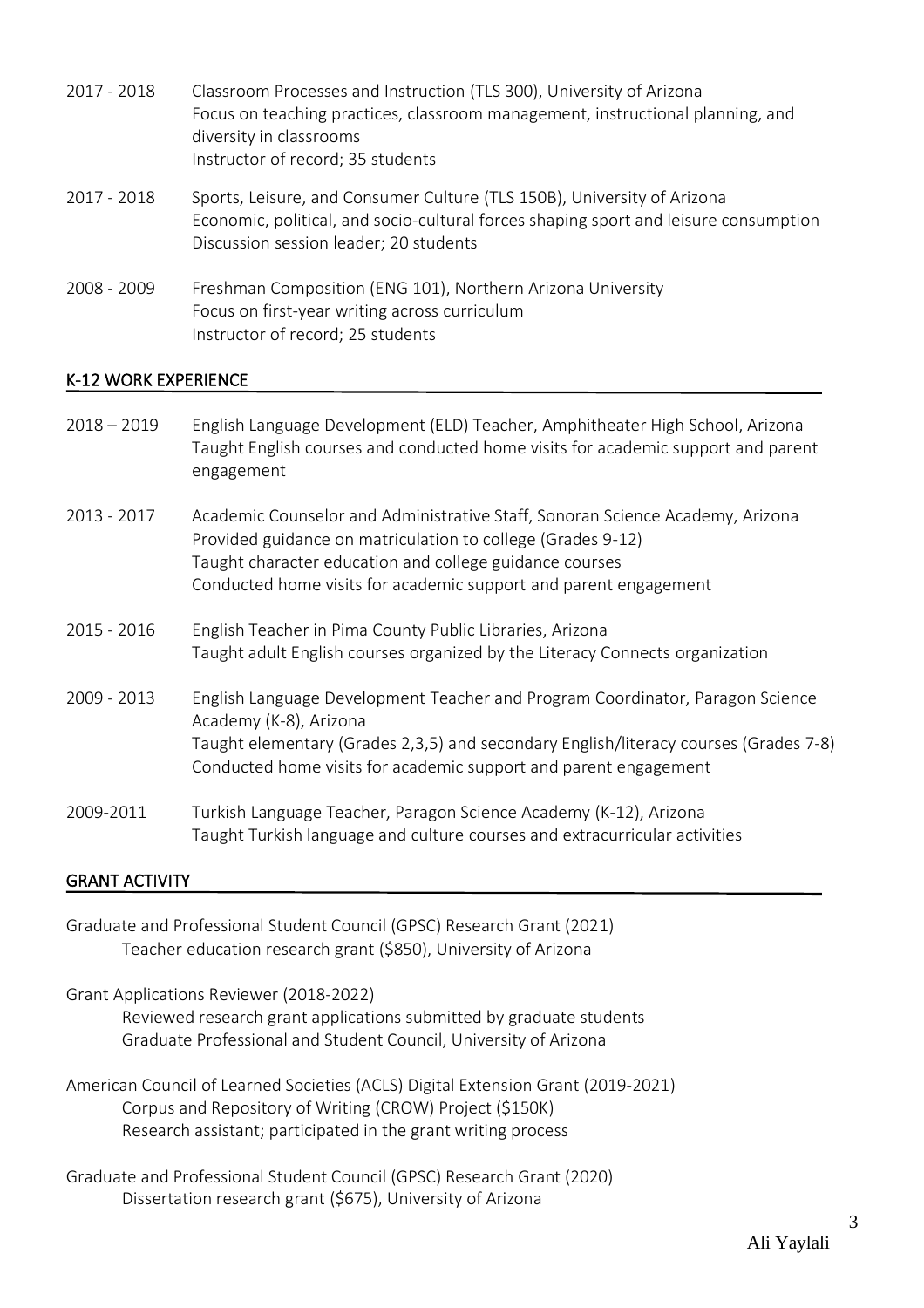2017 - 2018 Classroom Processes and Instruction (TLS 300), University of Arizona
Focus on teaching practices, classroom management, instructional planning, and diversity in classrooms
Instructor of record; 35 students

2017 - 2018 Sports, Leisure, and Consumer Culture (TLS 150B), University of Arizona
Economic, political, and socio-cultural forces shaping sport and leisure consumption
Discussion session leader; 20 students

2008 - 2009 Freshman Composition (ENG 101), Northern Arizona University
Focus on first-year writing across curriculum
Instructor of record; 25 students

## K-12 WORK EXPERIENCE

2018 – 2019 English Language Development (ELD) Teacher, Amphitheater High School, Arizona
Taught English courses and conducted home visits for academic support and parent engagement

2013 - 2017 Academic Counselor and Administrative Staff, Sonoran Science Academy, Arizona
Provided guidance on matriculation to college (Grades 9-12)
Taught character education and college guidance courses
Conducted home visits for academic support and parent engagement

2015 - 2016 English Teacher in Pima County Public Libraries, Arizona
Taught adult English courses organized by the Literacy Connects organization

2009 - 2013 English Language Development Teacher and Program Coordinator, Paragon Science Academy (K-8), Arizona
Taught elementary (Grades 2,3,5) and secondary English/literacy courses (Grades 7-8)
Conducted home visits for academic support and parent engagement

2009-2011 Turkish Language Teacher, Paragon Science Academy (K-12), Arizona
Taught Turkish language and culture courses and extracurricular activities

## GRANT ACTIVITY

Graduate and Professional Student Council (GPSC) Research Grant (2021)
Teacher education research grant ($850), University of Arizona

Grant Applications Reviewer (2018-2022)
Reviewed research grant applications submitted by graduate students
Graduate Professional and Student Council, University of Arizona

American Council of Learned Societies (ACLS) Digital Extension Grant (2019-2021)
Corpus and Repository of Writing (CROW) Project ($150K)
Research assistant; participated in the grant writing process

Graduate and Professional Student Council (GPSC) Research Grant (2020)
Dissertation research grant ($675), University of Arizona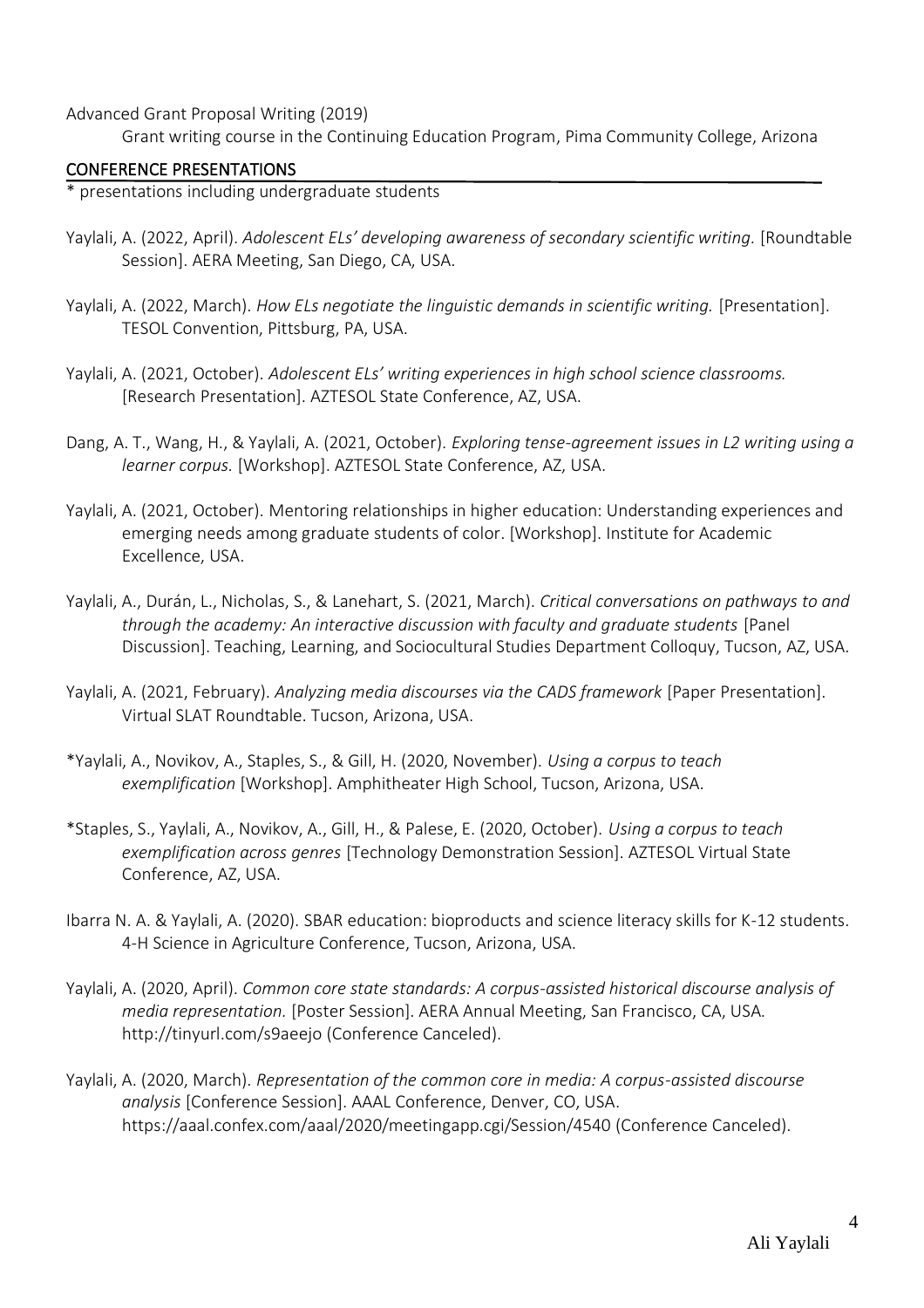Advanced Grant Proposal Writing (2019)

Grant writing course in the Continuing Education Program, Pima Community College, Arizona

## CONFERENCE PRESENTATIONS

* presentations including undergraduate students

Yaylali, A. (2022, April). *Adolescent ELs' developing awareness of secondary scientific writing.* [Roundtable Session]. AERA Meeting, San Diego, CA, USA.

Yaylali, A. (2022, March). *How ELs negotiate the linguistic demands in scientific writing.* [Presentation]. TESOL Convention, Pittsburg, PA, USA.

Yaylali, A. (2021, October). *Adolescent ELs' writing experiences in high school science classrooms.* [Research Presentation]. AZTESOL State Conference, AZ, USA.

Dang, A. T., Wang, H., & Yaylali, A. (2021, October). *Exploring tense-agreement issues in L2 writing using a learner corpus.* [Workshop]. AZTESOL State Conference, AZ, USA.

Yaylali, A. (2021, October). Mentoring relationships in higher education: Understanding experiences and emerging needs among graduate students of color. [Workshop]. Institute for Academic Excellence, USA.

Yaylali, A., Durán, L., Nicholas, S., & Lanehart, S. (2021, March). *Critical conversations on pathways to and through the academy: An interactive discussion with faculty and graduate students* [Panel Discussion]. Teaching, Learning, and Sociocultural Studies Department Colloquy, Tucson, AZ, USA.

Yaylali, A. (2021, February). *Analyzing media discourses via the CADS framework* [Paper Presentation]. Virtual SLAT Roundtable. Tucson, Arizona, USA.

*Yaylali, A., Novikov, A., Staples, S., & Gill, H. (2020, November). *Using a corpus to teach exemplification* [Workshop]. Amphitheater High School, Tucson, Arizona, USA.

*Staples, S., Yaylali, A., Novikov, A., Gill, H., & Palese, E. (2020, October). *Using a corpus to teach exemplification across genres* [Technology Demonstration Session]. AZTESOL Virtual State Conference, AZ, USA.

Ibarra N. A. & Yaylali, A. (2020). SBAR education: bioproducts and science literacy skills for K-12 students. 4-H Science in Agriculture Conference, Tucson, Arizona, USA.

Yaylali, A. (2020, April). *Common core state standards: A corpus-assisted historical discourse analysis of media representation.* [Poster Session]. AERA Annual Meeting, San Francisco, CA, USA. http://tinyurl.com/s9aeejo (Conference Canceled).

Yaylali, A. (2020, March). *Representation of the common core in media: A corpus-assisted discourse analysis* [Conference Session]. AAAL Conference, Denver, CO, USA. https://aaal.confex.com/aaal/2020/meetingapp.cgi/Session/4540 (Conference Canceled).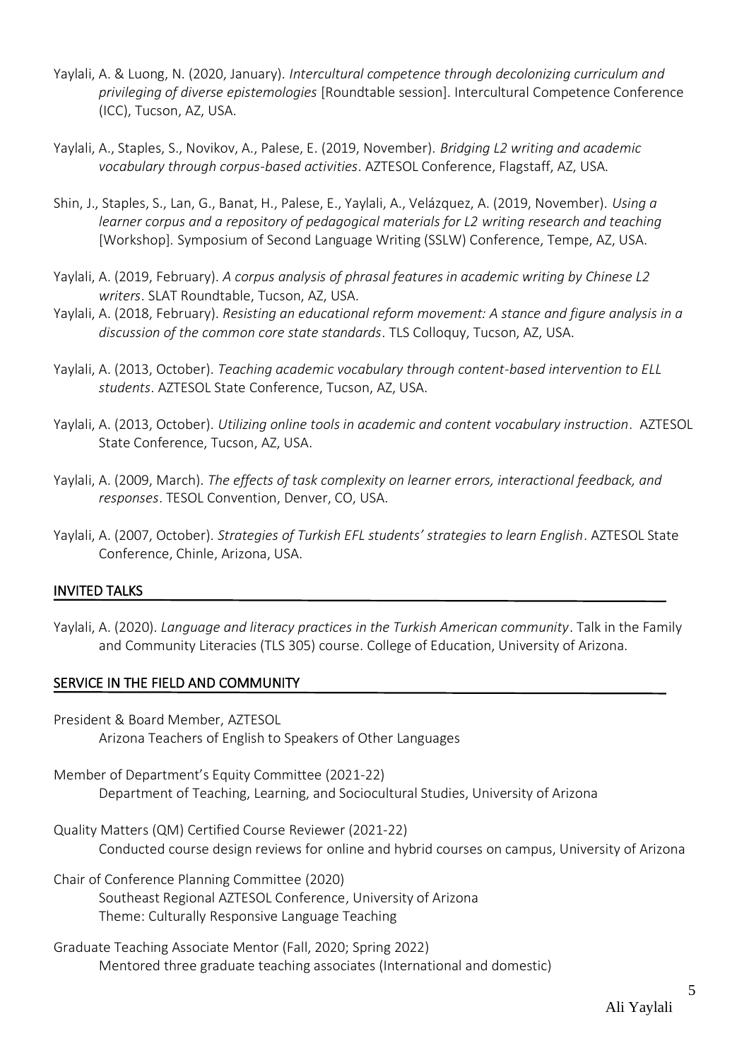Yaylali, A. & Luong, N. (2020, January). *Intercultural competence through decolonizing curriculum and privileging of diverse epistemologies* [Roundtable session]. Intercultural Competence Conference (ICC), Tucson, AZ, USA.

Yaylali, A., Staples, S., Novikov, A., Palese, E. (2019, November). *Bridging L2 writing and academic vocabulary through corpus-based activities*. AZTESOL Conference, Flagstaff, AZ, USA.

Shin, J., Staples, S., Lan, G., Banat, H., Palese, E., Yaylali, A., Velázquez, A. (2019, November). *Using a learner corpus and a repository of pedagogical materials for L2 writing research and teaching* [Workshop]. Symposium of Second Language Writing (SSLW) Conference, Tempe, AZ, USA.

Yaylali, A. (2019, February). *A corpus analysis of phrasal features in academic writing by Chinese L2 writers*. SLAT Roundtable, Tucson, AZ, USA.

Yaylali, A. (2018, February). *Resisting an educational reform movement: A stance and figure analysis in a discussion of the common core state standards*. TLS Colloquy, Tucson, AZ, USA.

Yaylali, A. (2013, October). *Teaching academic vocabulary through content-based intervention to ELL students*. AZTESOL State Conference, Tucson, AZ, USA.

Yaylali, A. (2013, October). *Utilizing online tools in academic and content vocabulary instruction*. AZTESOL State Conference, Tucson, AZ, USA.

Yaylali, A. (2009, March). *The effects of task complexity on learner errors, interactional feedback, and responses*. TESOL Convention, Denver, CO, USA.

Yaylali, A. (2007, October). *Strategies of Turkish EFL students' strategies to learn English*. AZTESOL State Conference, Chinle, Arizona, USA.

## INVITED TALKS

Yaylali, A. (2020). *Language and literacy practices in the Turkish American community*. Talk in the Family and Community Literacies (TLS 305) course. College of Education, University of Arizona.

## SERVICE IN THE FIELD AND COMMUNITY

President & Board Member, AZTESOL
Arizona Teachers of English to Speakers of Other Languages

Member of Department's Equity Committee (2021-22)
Department of Teaching, Learning, and Sociocultural Studies, University of Arizona

Quality Matters (QM) Certified Course Reviewer (2021-22)
Conducted course design reviews for online and hybrid courses on campus, University of Arizona

Chair of Conference Planning Committee (2020)
Southeast Regional AZTESOL Conference, University of Arizona
Theme: Culturally Responsive Language Teaching

Graduate Teaching Associate Mentor (Fall, 2020; Spring 2022)
Mentored three graduate teaching associates (International and domestic)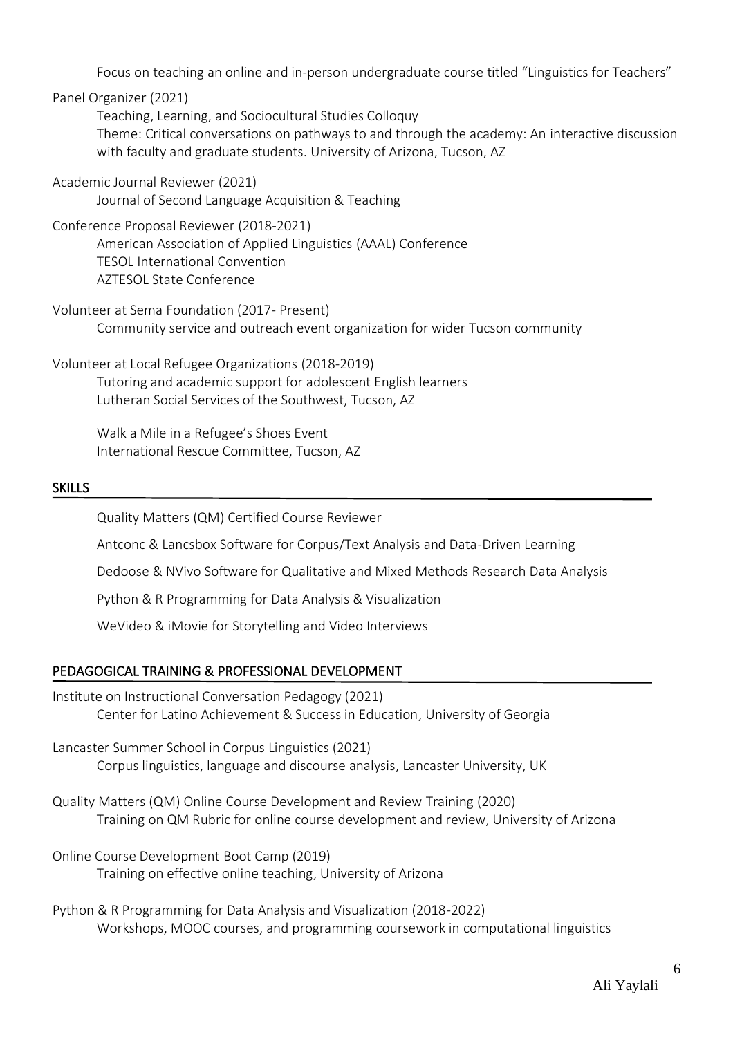Focus on teaching an online and in-person undergraduate course titled "Linguistics for Teachers"

Panel Organizer (2021)
Teaching, Learning, and Sociocultural Studies Colloquy
Theme: Critical conversations on pathways to and through the academy: An interactive discussion with faculty and graduate students. University of Arizona, Tucson, AZ

Academic Journal Reviewer (2021)
Journal of Second Language Acquisition & Teaching

Conference Proposal Reviewer (2018-2021)
American Association of Applied Linguistics (AAAL) Conference
TESOL International Convention
AZTESOL State Conference

Volunteer at Sema Foundation (2017- Present)
Community service and outreach event organization for wider Tucson community

Volunteer at Local Refugee Organizations (2018-2019)
Tutoring and academic support for adolescent English learners
Lutheran Social Services of the Southwest, Tucson, AZ

Walk a Mile in a Refugee's Shoes Event
International Rescue Committee, Tucson, AZ

## SKILLS

Quality Matters (QM) Certified Course Reviewer

Antconc & Lancsbox Software for Corpus/Text Analysis and Data-Driven Learning

Dedoose & NVivo Software for Qualitative and Mixed Methods Research Data Analysis

Python & R Programming for Data Analysis & Visualization

WeVideo & iMovie for Storytelling and Video Interviews

## PEDAGOGICAL TRAINING & PROFESSIONAL DEVELOPMENT

Institute on Instructional Conversation Pedagogy (2021)
Center for Latino Achievement & Success in Education, University of Georgia

Lancaster Summer School in Corpus Linguistics (2021)
Corpus linguistics, language and discourse analysis, Lancaster University, UK

Quality Matters (QM) Online Course Development and Review Training (2020)
Training on QM Rubric for online course development and review, University of Arizona

Online Course Development Boot Camp (2019)
Training on effective online teaching, University of Arizona

Python & R Programming for Data Analysis and Visualization (2018-2022)
Workshops, MOOC courses, and programming coursework in computational linguistics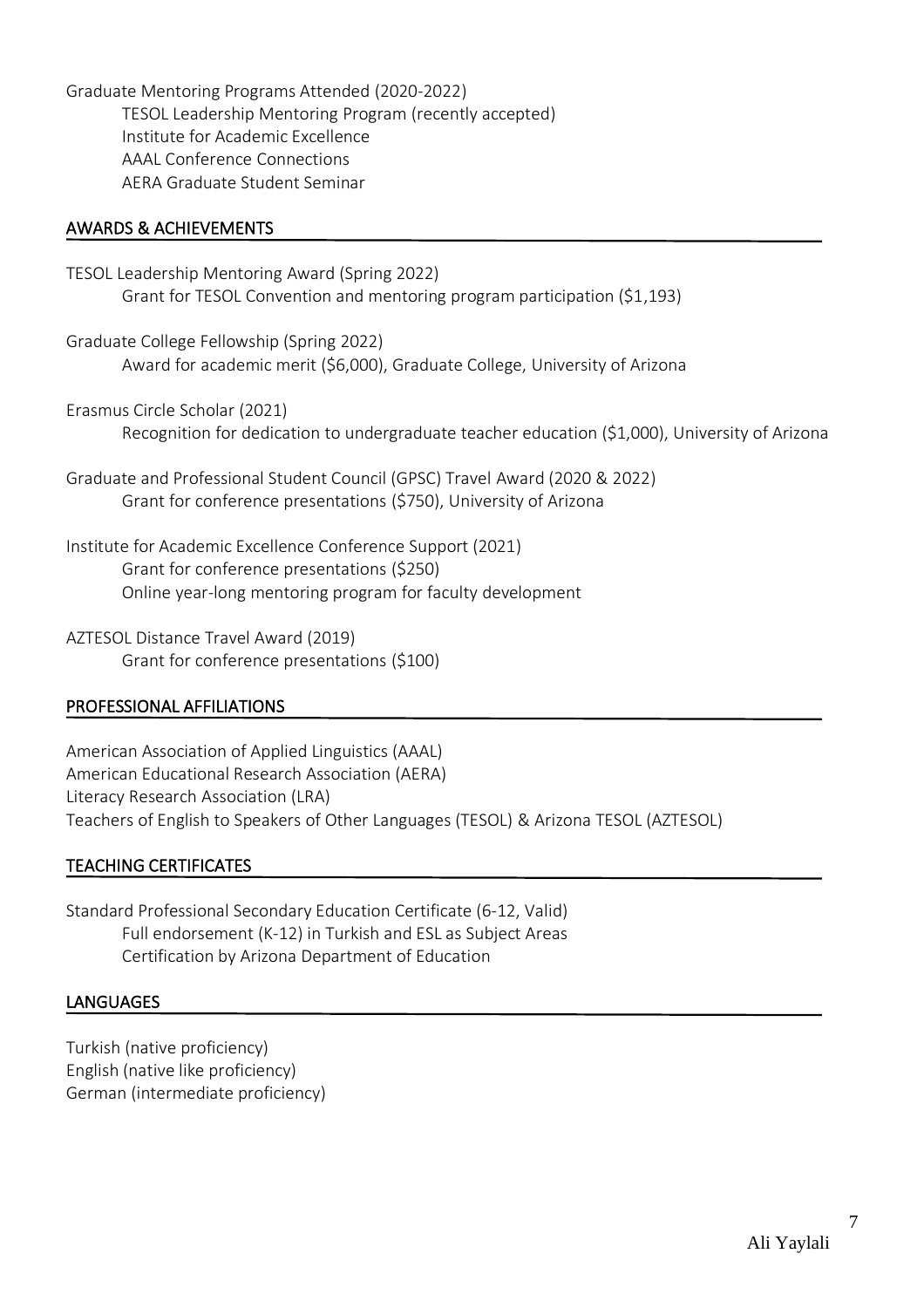Graduate Mentoring Programs Attended (2020-2022)

- TESOL Leadership Mentoring Program (recently accepted)
- Institute for Academic Excellence
- AAAL Conference Connections
- AERA Graduate Student Seminar

## AWARDS & ACHIEVEMENTS

TESOL Leadership Mentoring Award (Spring 2022)
- Grant for TESOL Convention and mentoring program participation ($1,193)

Graduate College Fellowship (Spring 2022)
- Award for academic merit ($6,000), Graduate College, University of Arizona

Erasmus Circle Scholar (2021)
- Recognition for dedication to undergraduate teacher education ($1,000), University of Arizona

Graduate and Professional Student Council (GPSC) Travel Award (2020 & 2022)
- Grant for conference presentations ($750), University of Arizona

Institute for Academic Excellence Conference Support (2021)
- Grant for conference presentations ($250)
- Online year-long mentoring program for faculty development

AZTESOL Distance Travel Award (2019)
- Grant for conference presentations ($100)

## PROFESSIONAL AFFILIATIONS

American Association of Applied Linguistics (AAAL)
American Educational Research Association (AERA)
Literacy Research Association (LRA)
Teachers of English to Speakers of Other Languages (TESOL) & Arizona TESOL (AZTESOL)

## TEACHING CERTIFICATES

Standard Professional Secondary Education Certificate (6-12, Valid)
- Full endorsement (K-12) in Turkish and ESL as Subject Areas
- Certification by Arizona Department of Education

## LANGUAGES

Turkish (native proficiency)
English (native like proficiency)
German (intermediate proficiency)